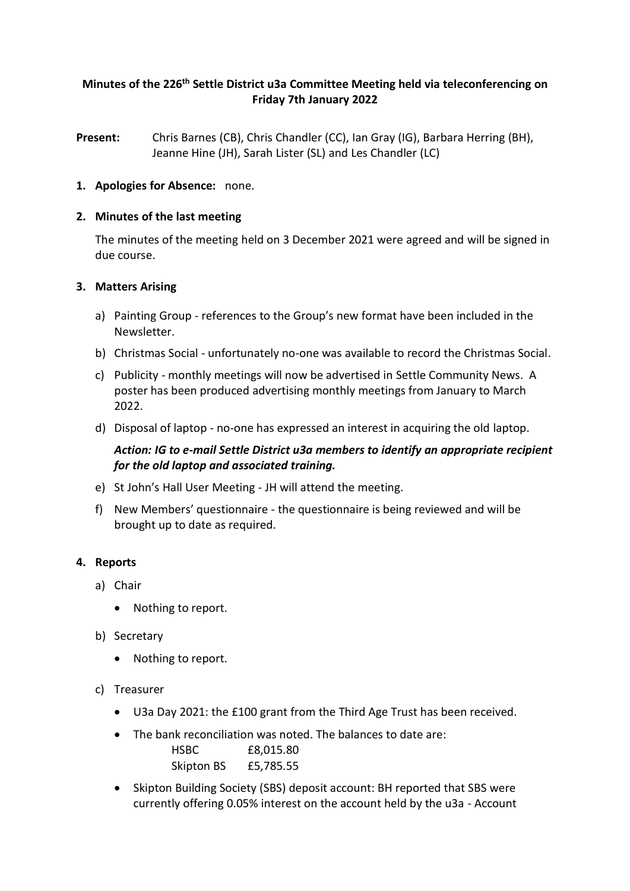# Minutes of the 226th Settle District u3a Committee Meeting held via teleconferencing on Friday 7th January 2022

**Present:** Chris Barnes (CB), Chris Chandler (CC), Ian Gray (IG), Barbara Herring (BH), Jeanne Hine (JH), Sarah Lister (SL) and Les Chandler (LC)

## 1. Apologies for Absence: none.

## 2. Minutes of the last meeting

The minutes of the meeting held on 3 December 2021 were agreed and will be signed in due course.

## 3. Matters Arising

a) Painting Group - references to the Group's new format have been included in the Newsletter.

b) Christmas Social - unfortunately no-one was available to record the Christmas Social.

c) Publicity - monthly meetings will now be advertised in Settle Community News. A poster has been produced advertising monthly meetings from January to March 2022.

d) Disposal of laptop - no-one has expressed an interest in acquiring the old laptop.

***Action: IG to e-mail Settle District u3a members to identify an appropriate recipient for the old laptop and associated training.***

e) St John's Hall User Meeting - JH will attend the meeting.

f) New Members' questionnaire - the questionnaire is being reviewed and will be brought up to date as required.

## 4. Reports

a) Chair

- Nothing to report.

b) Secretary

- Nothing to report.

c) Treasurer

- U3a Day 2021: the £100 grant from the Third Age Trust has been received.
- The bank reconciliation was noted. The balances to date are:

| | |
|---|---|
| HSBC | £8,015.80 |
| Skipton BS | £5,785.55 |

- Skipton Building Society (SBS) deposit account: BH reported that SBS were currently offering 0.05% interest on the account held by the u3a - Account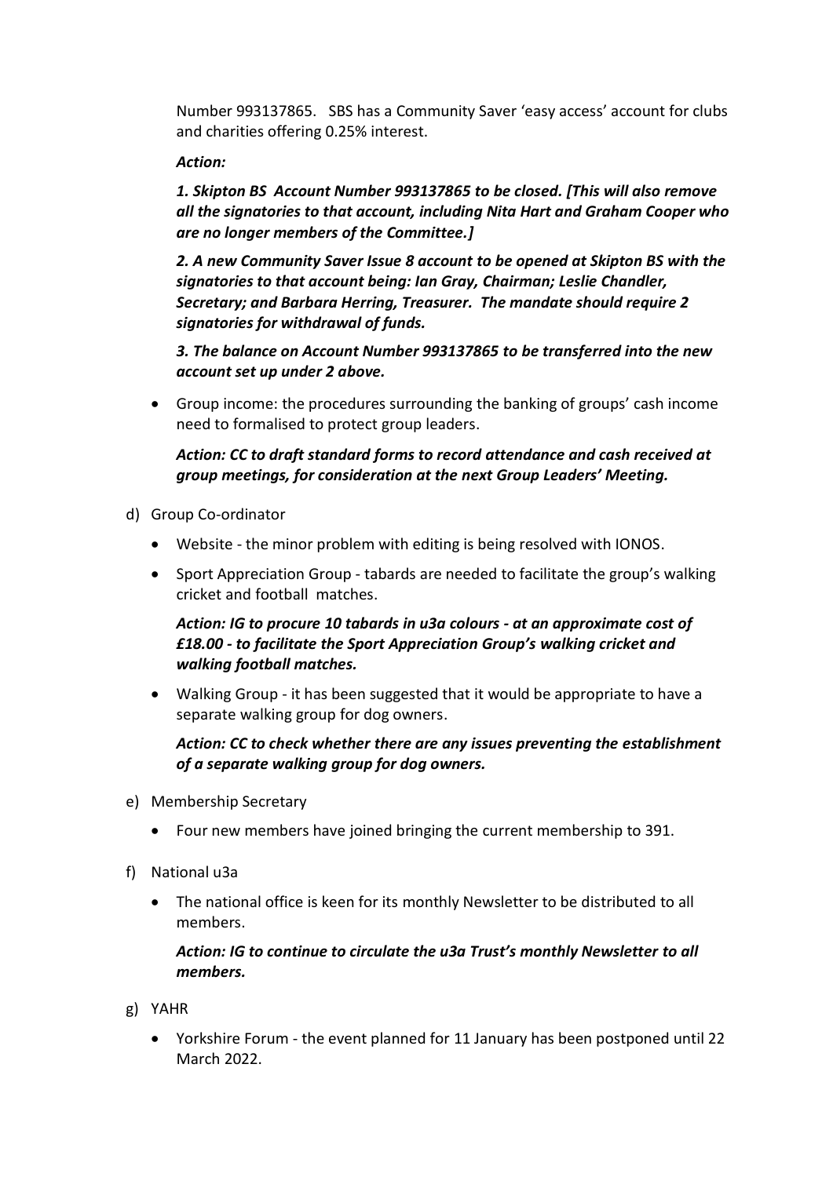Number 993137865. SBS has a Community Saver 'easy access' account for clubs and charities offering 0.25% interest.

***Action:***

***1. Skipton BS Account Number 993137865 to be closed. [This will also remove all the signatories to that account, including Nita Hart and Graham Cooper who are no longer members of the Committee.]***

***2. A new Community Saver Issue 8 account to be opened at Skipton BS with the signatories to that account being: Ian Gray, Chairman; Leslie Chandler, Secretary; and Barbara Herring, Treasurer. The mandate should require 2 signatories for withdrawal of funds.***

***3. The balance on Account Number 993137865 to be transferred into the new account set up under 2 above.***

- Group income: the procedures surrounding the banking of groups' cash income need to formalised to protect group leaders.

  ***Action: CC to draft standard forms to record attendance and cash received at group meetings, for consideration at the next Group Leaders' Meeting.***

d) Group Co-ordinator

- Website - the minor problem with editing is being resolved with IONOS.
- Sport Appreciation Group - tabards are needed to facilitate the group's walking cricket and football matches.

  ***Action: IG to procure 10 tabards in u3a colours - at an approximate cost of £18.00 - to facilitate the Sport Appreciation Group's walking cricket and walking football matches.***

- Walking Group - it has been suggested that it would be appropriate to have a separate walking group for dog owners.

  ***Action: CC to check whether there are any issues preventing the establishment of a separate walking group for dog owners.***

e) Membership Secretary

- Four new members have joined bringing the current membership to 391.

f) National u3a

- The national office is keen for its monthly Newsletter to be distributed to all members.

  ***Action: IG to continue to circulate the u3a Trust's monthly Newsletter to all members.***

g) YAHR

- Yorkshire Forum - the event planned for 11 January has been postponed until 22 March 2022.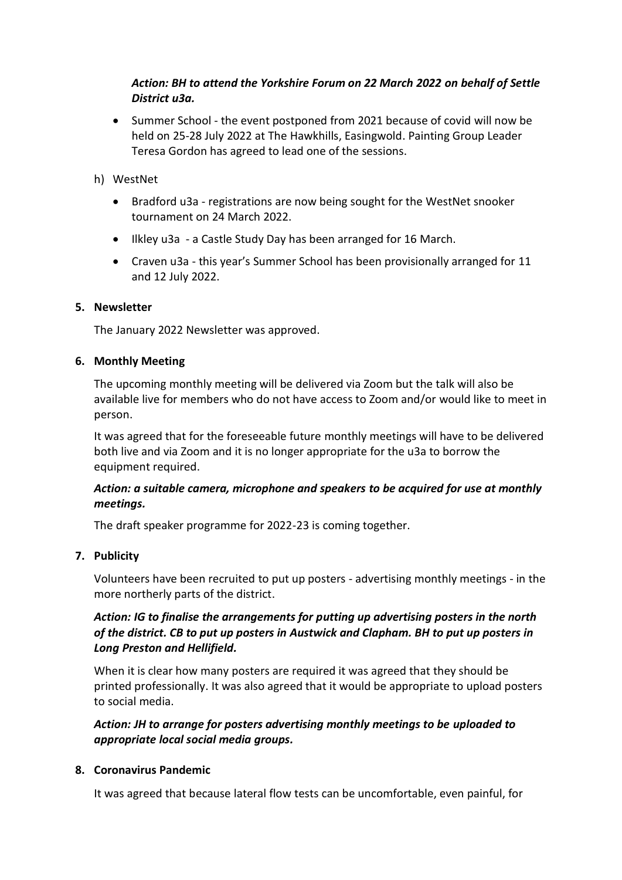*Action: BH to attend the Yorkshire Forum on 22 March 2022 on behalf of Settle District u3a.*

- Summer School - the event postponed from 2021 because of covid will now be held on 25-28 July 2022 at The Hawkhills, Easingwold. Painting Group Leader Teresa Gordon has agreed to lead one of the sessions.

h) WestNet

- Bradford u3a - registrations are now being sought for the WestNet snooker tournament on 24 March 2022.
- Ilkley u3a - a Castle Study Day has been arranged for 16 March.
- Craven u3a - this year's Summer School has been provisionally arranged for 11 and 12 July 2022.

**5. Newsletter**

The January 2022 Newsletter was approved.

**6. Monthly Meeting**

The upcoming monthly meeting will be delivered via Zoom but the talk will also be available live for members who do not have access to Zoom and/or would like to meet in person.

It was agreed that for the foreseeable future monthly meetings will have to be delivered both live and via Zoom and it is no longer appropriate for the u3a to borrow the equipment required.

***Action: a suitable camera, microphone and speakers to be acquired for use at monthly meetings.***

The draft speaker programme for 2022-23 is coming together.

**7. Publicity**

Volunteers have been recruited to put up posters - advertising monthly meetings - in the more northerly parts of the district.

***Action: IG to finalise the arrangements for putting up advertising posters in the north of the district. CB to put up posters in Austwick and Clapham. BH to put up posters in Long Preston and Hellifield.***

When it is clear how many posters are required it was agreed that they should be printed professionally. It was also agreed that it would be appropriate to upload posters to social media.

***Action: JH to arrange for posters advertising monthly meetings to be uploaded to appropriate local social media groups.***

**8. Coronavirus Pandemic**

It was agreed that because lateral flow tests can be uncomfortable, even painful, for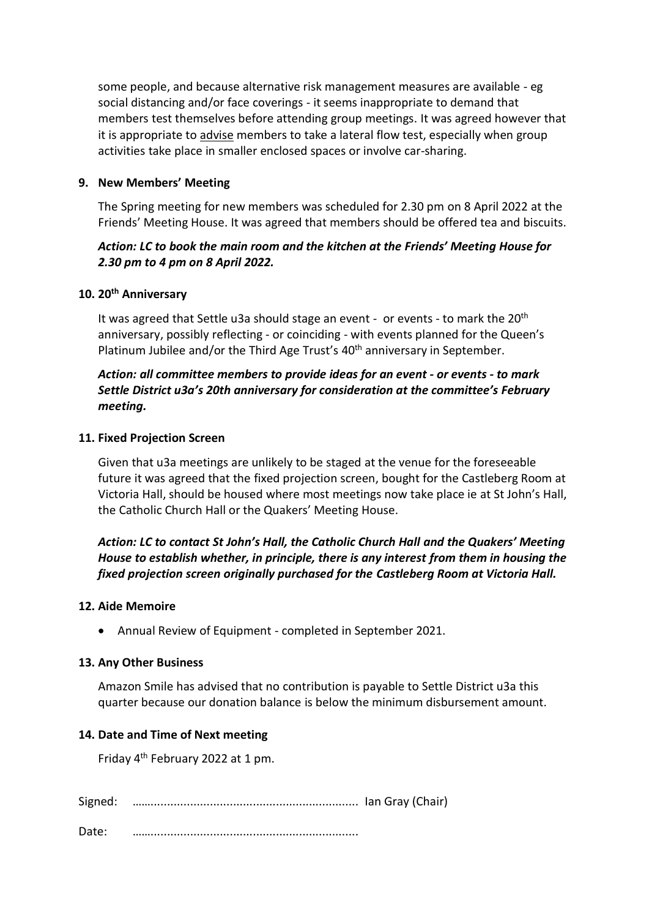some people, and because alternative risk management measures are available - eg social distancing and/or face coverings - it seems inappropriate to demand that members test themselves before attending group meetings. It was agreed however that it is appropriate to <u>advise</u> members to take a lateral flow test, especially when group activities take place in smaller enclosed spaces or involve car-sharing.

**9. New Members' Meeting**

The Spring meeting for new members was scheduled for 2.30 pm on 8 April 2022 at the Friends' Meeting House. It was agreed that members should be offered tea and biscuits.

***Action: LC to book the main room and the kitchen at the Friends' Meeting House for 2.30 pm to 4 pm on 8 April 2022.***

**10. 20th Anniversary**

It was agreed that Settle u3a should stage an event - or events - to mark the 20th anniversary, possibly reflecting - or coinciding - with events planned for the Queen's Platinum Jubilee and/or the Third Age Trust's 40th anniversary in September.

***Action: all committee members to provide ideas for an event - or events - to mark Settle District u3a's 20th anniversary for consideration at the committee's February meeting.***

**11. Fixed Projection Screen**

Given that u3a meetings are unlikely to be staged at the venue for the foreseeable future it was agreed that the fixed projection screen, bought for the Castleberg Room at Victoria Hall, should be housed where most meetings now take place ie at St John's Hall, the Catholic Church Hall or the Quakers' Meeting House.

***Action: LC to contact St John's Hall, the Catholic Church Hall and the Quakers' Meeting House to establish whether, in principle, there is any interest from them in housing the fixed projection screen originally purchased for the Castleberg Room at Victoria Hall.***

**12. Aide Memoire**

- Annual Review of Equipment - completed in September 2021.

**13. Any Other Business**

Amazon Smile has advised that no contribution is payable to Settle District u3a this quarter because our donation balance is below the minimum disbursement amount.

**14. Date and Time of Next meeting**

Friday 4th February 2022 at 1 pm.

Signed: ………………………………………………………… Ian Gray (Chair)

Date: …………………………………………………………